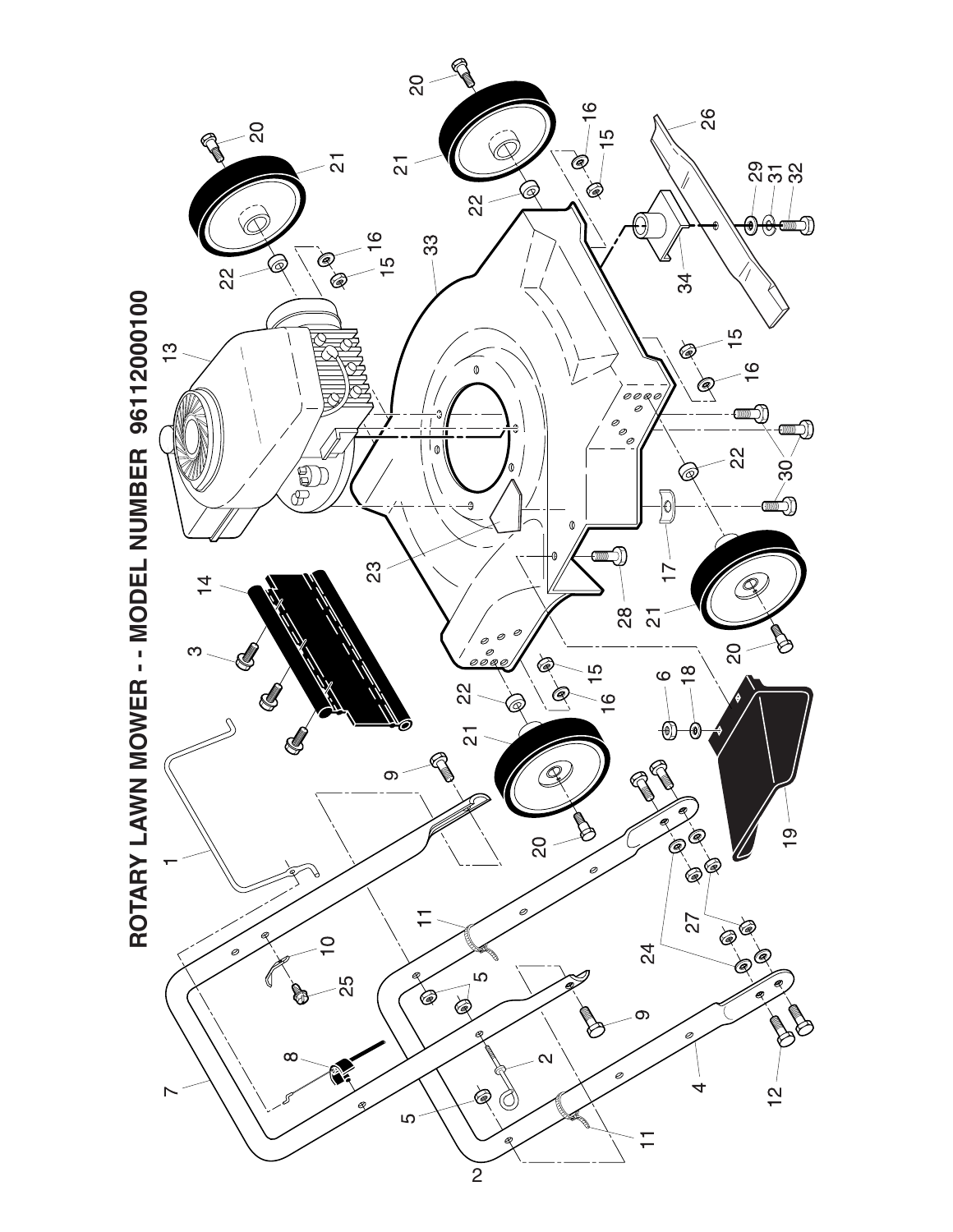# ROTARY LAWN MOWER - - MODEL NUMBER 96112000100

1
2
3
4
5
6
7
8
9
10
11
12
13
14
15
16
17
18
19
20
21
22
23
24
25
26
27
28
29
30
31
32
33
34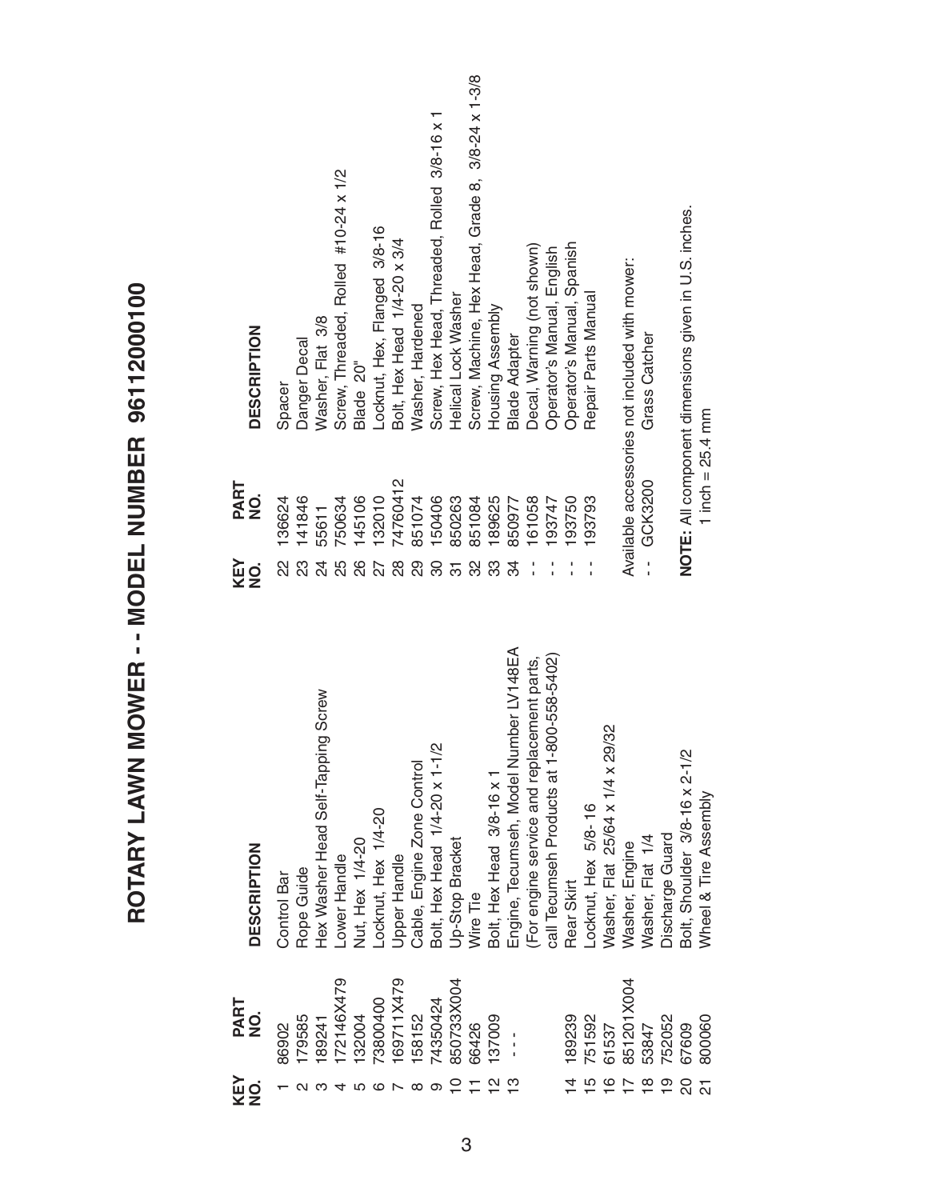# ROTARY LAWN MOWER - - MODEL NUMBER 96112000100

| KEY NO. | PART NO. | DESCRIPTION |
|---|---|---|
| 1 | 86902 | Control Bar |
| 2 | 179585 | Rope Guide |
| 3 | 189241 | Hex Washer Head Self-Tapping Screw |
| 4 | 172146X479 | Lower Handle |
| 5 | 132004 | Nut, Hex 1/4-20 |
| 6 | 73800400 | Locknut, Hex 1/4-20 |
| 7 | 169711X479 | Upper Handle |
| 8 | 158152 | Cable, Engine Zone Control |
| 9 | 74350424 | Bolt, Hex Head 1/4-20 x 1-1/2 |
| 10 | 850733X004 | Up-Stop Bracket |
| 11 | 66426 | Wire Tie |
| 12 | 137009 | Bolt, Hex Head 3/8-16 x 1 |
| 13 | - - - | Engine, Tecumseh, Model Number LV148EA (For engine service and replacement parts, call Tecumseh Products at 1-800-558-5402) |
| 14 | 189239 | Rear Skirt |
| 15 | 751592 | Locknut, Hex 5/8-16 |
| 16 | 61537 | Washer, Flat 25/64 x 1/4 x 29/32 |
| 17 | 851201X004 | Washer, Engine |
| 18 | 53847 | Washer, Flat 1/4 |
| 19 | 752052 | Discharge Guard |
| 20 | 67609 | Bolt, Shoulder 3/8-16 x 2-1/2 |
| 21 | 800060 | Wheel & Tire Assembly |
| 22 | 136624 | Spacer |
| 23 | 141846 | Danger Decal |
| 24 | 55611 | Washer, Flat 3/8 |
| 25 | 750634 | Screw, Threaded, Rolled #10-24 x 1/2 |
| 26 | 145106 | Blade 20" |
| 27 | 132010 | Locknut, Hex, Flanged 3/8-16 |
| 28 | 74760412 | Bolt, Hex Head 1/4-20 x 3/4 |
| 29 | 851074 | Washer, Hardened |
| 30 | 150406 | Screw, Hex Head, Threaded, Rolled 3/8-16 x 1 |
| 31 | 850263 | Helical Lock Washer |
| 32 | 851084 | Screw, Machine, Hex Head, Grade 8, 3/8-24 x 1-3/8 |
| 33 | 189625 | Housing Assembly |
| 34 | 850977 | Blade Adapter |
| - - | 161058 | Decal, Warning (not shown) |
| - - | 193747 | Operator's Manual, English |
| - - | 193750 | Operator's Manual, Spanish |
| - - | 193793 | Repair Parts Manual |

Available accessories not included with mower:

| KEY NO. | PART NO. | DESCRIPTION |
|---|---|---|
| - - | GCK3200 | Grass Catcher |

**NOTE:** All component dimensions given in U.S. inches.
1 inch = 25.4 mm